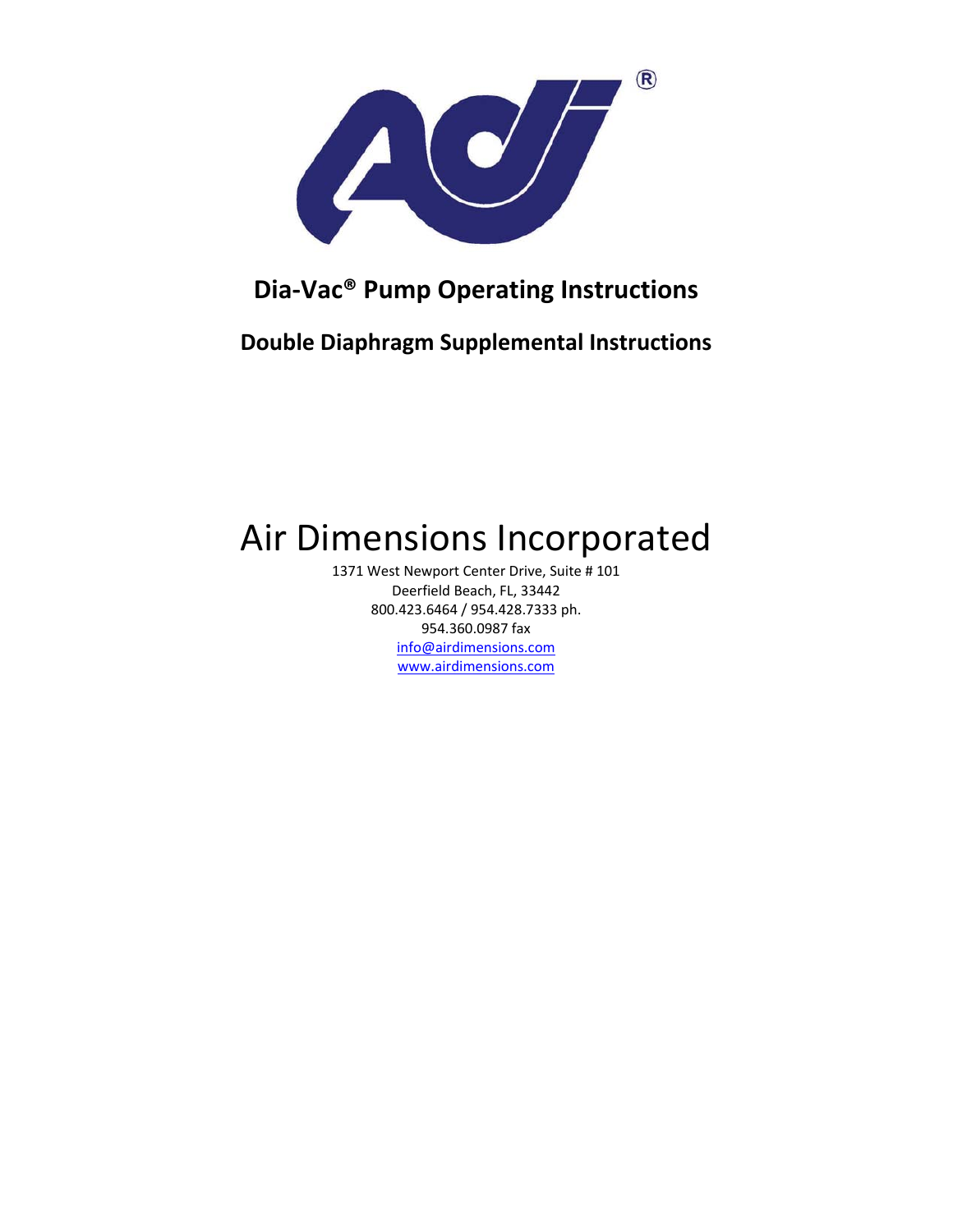# Dia-Vac® Pump Operating Instructions

## Double Diaphragm Supplemental Instructions

# Air Dimensions Incorporated

1371 West Newport Center Drive, Suite # 101
Deerfield Beach, FL, 33442
800.423.6464 / 954.428.7333 ph.
954.360.0987 fax
info@airdimensions.com
www.airdimensions.com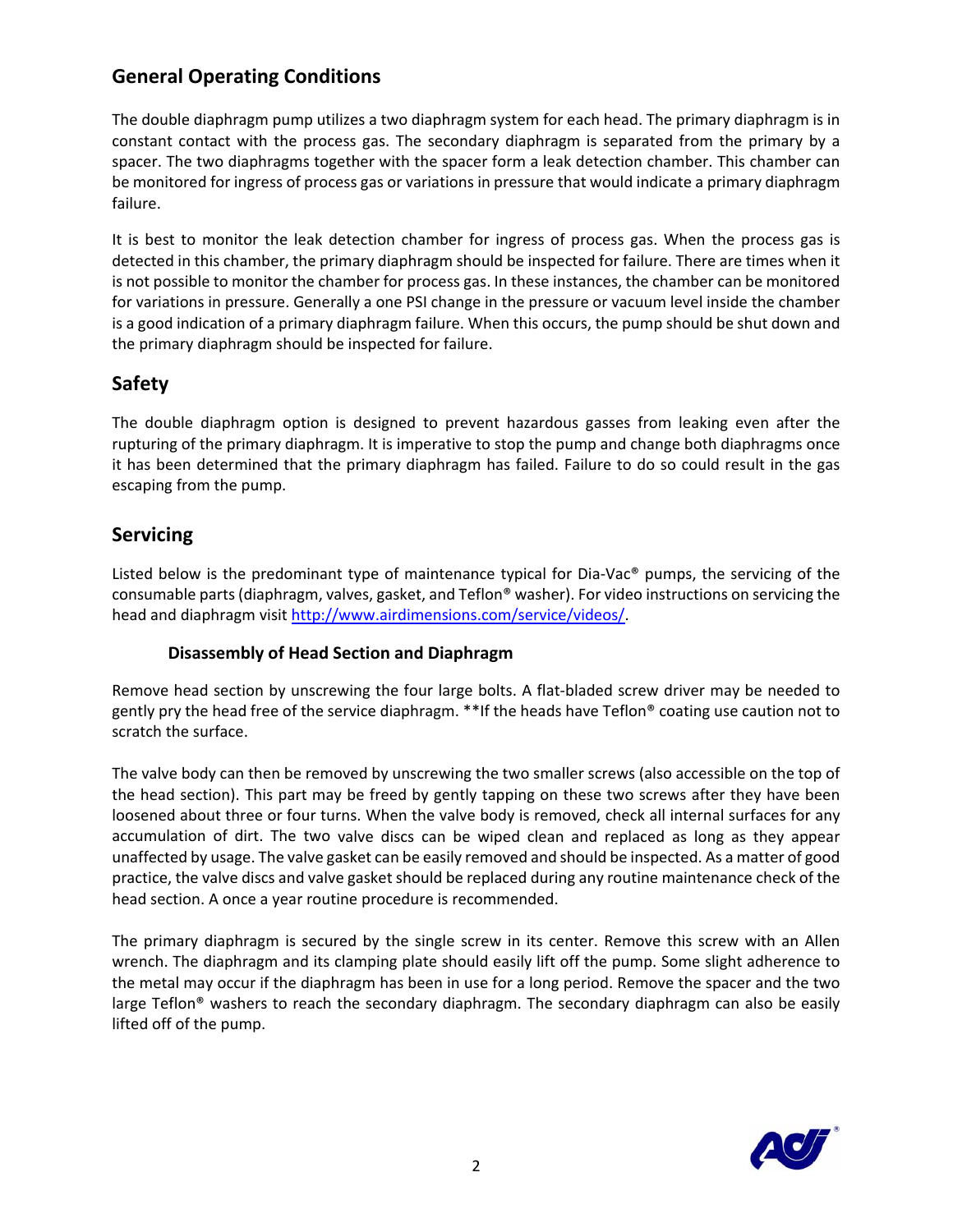## General Operating Conditions

The double diaphragm pump utilizes a two diaphragm system for each head. The primary diaphragm is in constant contact with the process gas. The secondary diaphragm is separated from the primary by a spacer. The two diaphragms together with the spacer form a leak detection chamber. This chamber can be monitored for ingress of process gas or variations in pressure that would indicate a primary diaphragm failure.

It is best to monitor the leak detection chamber for ingress of process gas. When the process gas is detected in this chamber, the primary diaphragm should be inspected for failure. There are times when it is not possible to monitor the chamber for process gas. In these instances, the chamber can be monitored for variations in pressure. Generally a one PSI change in the pressure or vacuum level inside the chamber is a good indication of a primary diaphragm failure. When this occurs, the pump should be shut down and the primary diaphragm should be inspected for failure.

## Safety

The double diaphragm option is designed to prevent hazardous gasses from leaking even after the rupturing of the primary diaphragm. It is imperative to stop the pump and change both diaphragms once it has been determined that the primary diaphragm has failed. Failure to do so could result in the gas escaping from the pump.

## Servicing

Listed below is the predominant type of maintenance typical for Dia-Vac® pumps, the servicing of the consumable parts (diaphragm, valves, gasket, and Teflon® washer). For video instructions on servicing the head and diaphragm visit [http://www.airdimensions.com/service/videos/](http://www.airdimensions.com/service/videos/).

### Disassembly of Head Section and Diaphragm

Remove head section by unscrewing the four large bolts. A flat-bladed screw driver may be needed to gently pry the head free of the service diaphragm. **If the heads have Teflon® coating use caution not to scratch the surface.

The valve body can then be removed by unscrewing the two smaller screws (also accessible on the top of the head section). This part may be freed by gently tapping on these two screws after they have been loosened about three or four turns. When the valve body is removed, check all internal surfaces for any accumulation of dirt. The two valve discs can be wiped clean and replaced as long as they appear unaffected by usage. The valve gasket can be easily removed and should be inspected. As a matter of good practice, the valve discs and valve gasket should be replaced during any routine maintenance check of the head section. A once a year routine procedure is recommended.

The primary diaphragm is secured by the single screw in its center. Remove this screw with an Allen wrench. The diaphragm and its clamping plate should easily lift off the pump. Some slight adherence to the metal may occur if the diaphragm has been in use for a long period. Remove the spacer and the two large Teflon® washers to reach the secondary diaphragm. The secondary diaphragm can also be easily lifted off of the pump.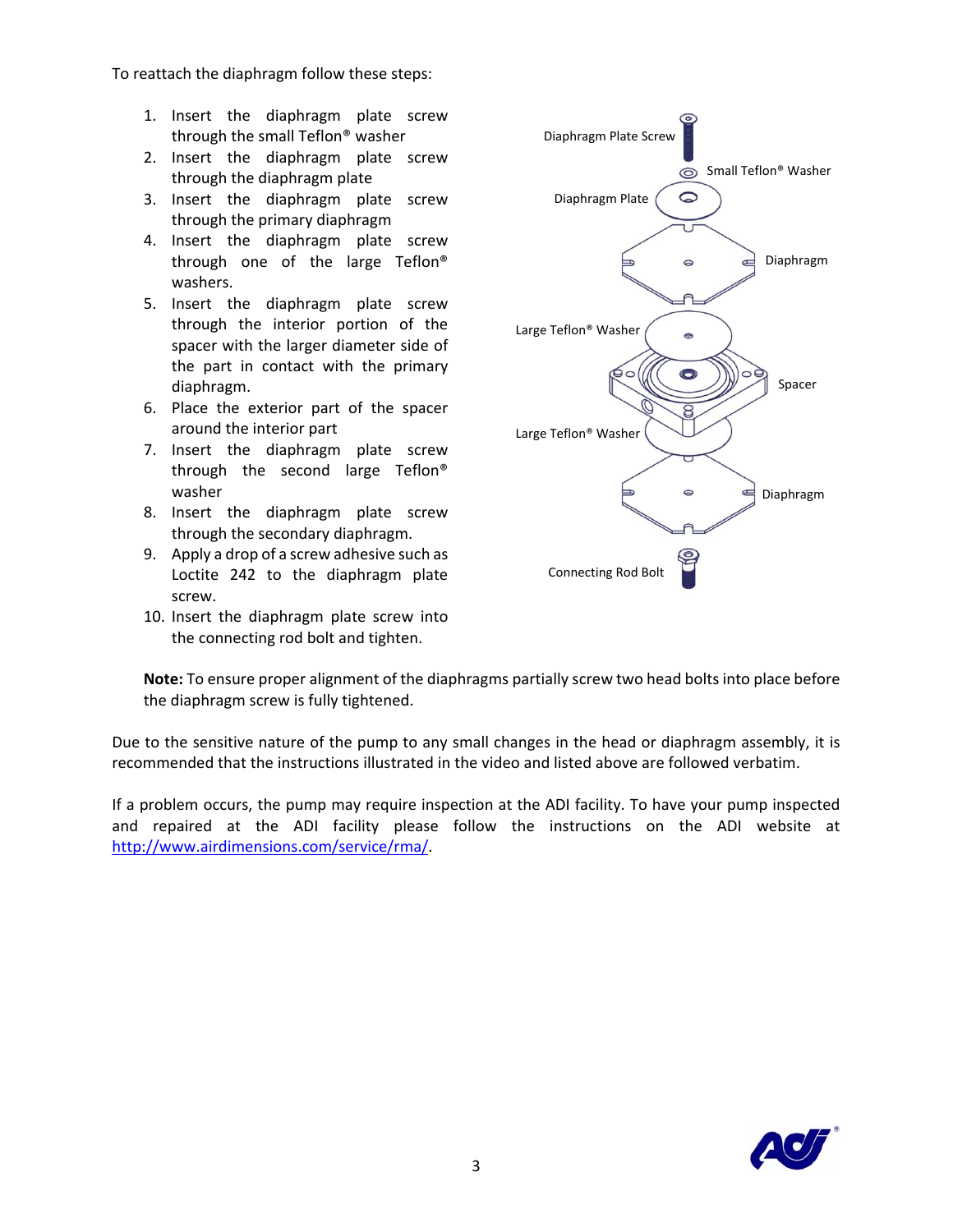To reattach the diaphragm follow these steps:

1. Insert the diaphragm plate screw through the small Teflon® washer
2. Insert the diaphragm plate screw through the diaphragm plate
3. Insert the diaphragm plate screw through the primary diaphragm
4. Insert the diaphragm plate screw through one of the large Teflon® washers.
5. Insert the diaphragm plate screw through the interior portion of the spacer with the larger diameter side of the part in contact with the primary diaphragm.
6. Place the exterior part of the spacer around the interior part
7. Insert the diaphragm plate screw through the second large Teflon® washer
8. Insert the diaphragm plate screw through the secondary diaphragm.
9. Apply a drop of a screw adhesive such as Loctite 242 to the diaphragm plate screw.
10. Insert the diaphragm plate screw into the connecting rod bolt and tighten.

Diaphragm Plate Screw
Small Teflon® Washer
Diaphragm Plate
Diaphragm
Large Teflon® Washer
Spacer
Large Teflon® Washer
Diaphragm
Connecting Rod Bolt

**Note:** To ensure proper alignment of the diaphragms partially screw two head bolts into place before the diaphragm screw is fully tightened.

Due to the sensitive nature of the pump to any small changes in the head or diaphragm assembly, it is recommended that the instructions illustrated in the video and listed above are followed verbatim.

If a problem occurs, the pump may require inspection at the ADI facility. To have your pump inspected and repaired at the ADI facility please follow the instructions on the ADI website at http://www.airdimensions.com/service/rma/.